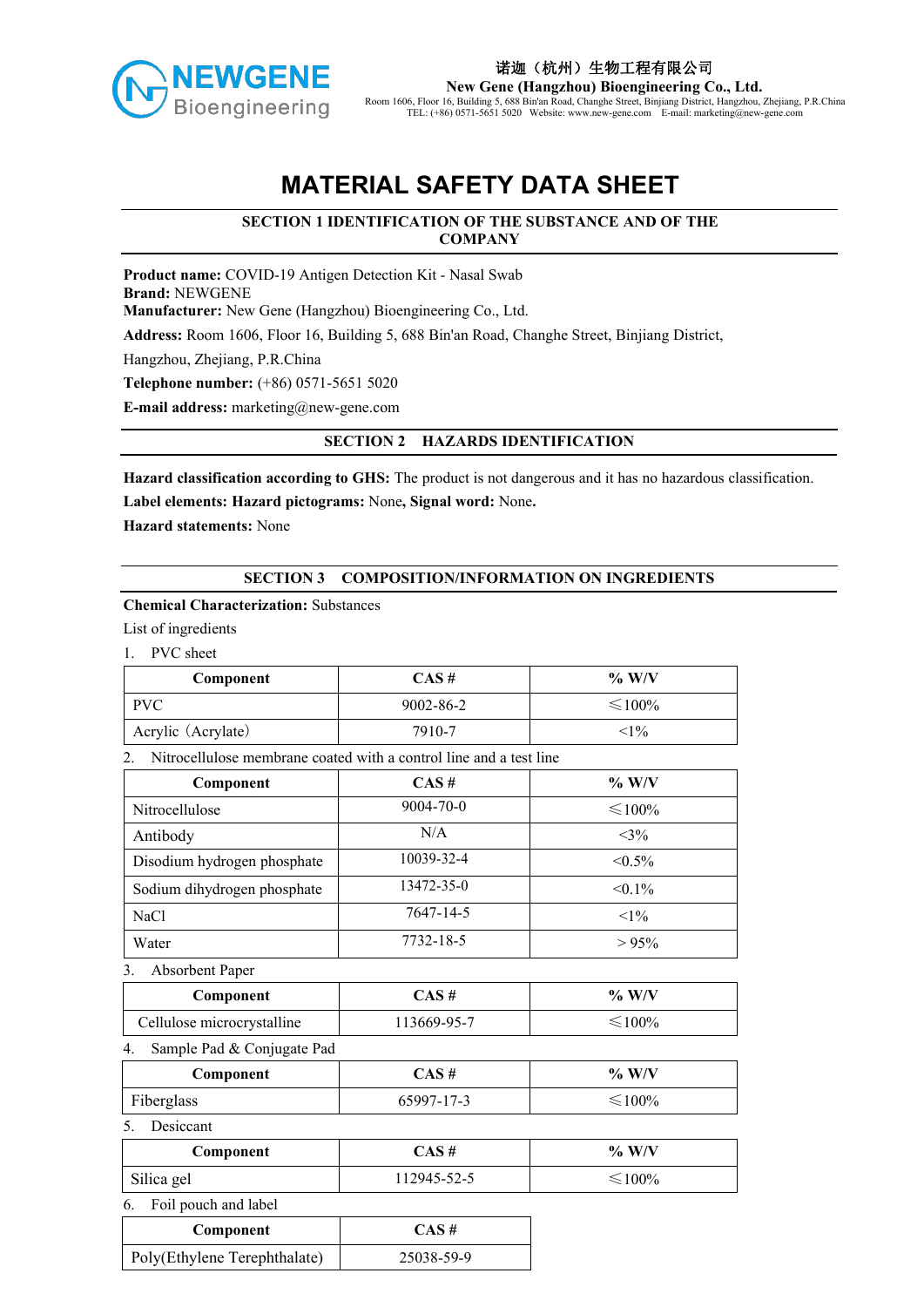# MATERIAL SAFETY DATA SHEET

## SECTION 1 IDENTIFICATION OF THE SUBSTANCE AND OF THE COMPANY

**Product name:** COVID-19 Antigen Detection Kit - Nasal Swab
**Brand:** NEWGENE
**Manufacturer:** New Gene (Hangzhou) Bioengineering Co., Ltd.

**Address:** Room 1606, Floor 16, Building 5, 688 Bin'an Road, Changhe Street, Binjiang District, Hangzhou, Zhejiang, P.R.China

**Telephone number:** (+86) 0571-5651 5020

**E-mail address:** marketing@new-gene.com

## SECTION 2 HAZARDS IDENTIFICATION

**Hazard classification according to GHS:** The product is not dangerous and it has no hazardous classification.

**Label elements: Hazard pictograms:** None**, Signal word:** None**.**

**Hazard statements:** None

## SECTION 3 COMPOSITION/INFORMATION ON INGREDIENTS

**Chemical Characterization:** Substances

List of ingredients

1. PVC sheet

| Component | CAS # | % W/V |
|---|---|---|
| PVC | 9002-86-2 | ≤100% |
| Acrylic（Acrylate) | 7910-7 | <1% |

2. Nitrocellulose membrane coated with a control line and a test line

| Component | CAS # | % W/V |
|---|---|---|
| Nitrocellulose | 9004-70-0 | ≤100% |
| Antibody | N/A | <3% |
| Disodium hydrogen phosphate | 10039-32-4 | <0.5% |
| Sodium dihydrogen phosphate | 13472-35-0 | <0.1% |
| NaCl | 7647-14-5 | <1% |
| Water | 7732-18-5 | > 95% |

3. Absorbent Paper

| Component | CAS # | % W/V |
|---|---|---|
| Cellulose microcrystalline | 113669-95-7 | ≤100% |

4. Sample Pad & Conjugate Pad

| Component | CAS # | % W/V |
|---|---|---|
| Fiberglass | 65997-17-3 | ≤100% |

5. Desiccant

| Component | CAS # | % W/V |
|---|---|---|
| Silica gel | 112945-52-5 | ≤100% |

6. Foil pouch and label

| Component | CAS # |
|---|---|
| Poly(Ethylene Terephthalate) | 25038-59-9 |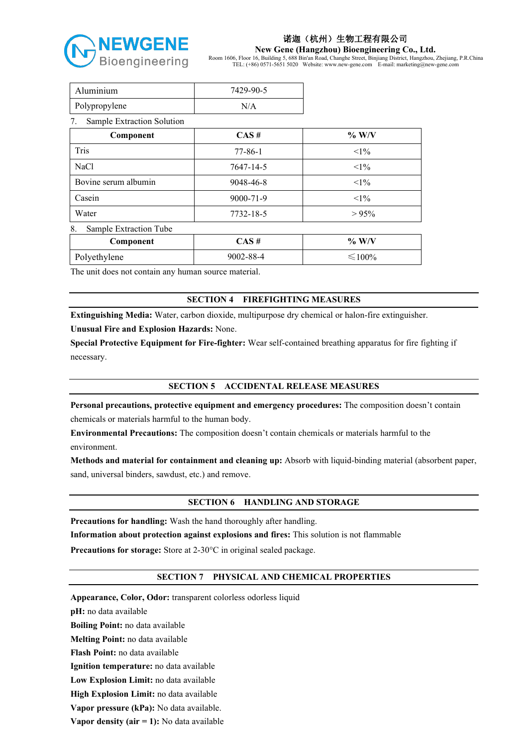| Aluminium | 7429-90-5 |
|---|---|
| Polypropylene | N/A |

7. Sample Extraction Solution

| Component | CAS # | % W/V |
|---|---|---|
| Tris | 77-86-1 | <1% |
| NaCl | 7647-14-5 | <1% |
| Bovine serum albumin | 9048-46-8 | <1% |
| Casein | 9000-71-9 | <1% |
| Water | 7732-18-5 | > 95% |

8. Sample Extraction Tube

| Component | CAS # | % W/V |
|---|---|---|
| Polyethylene | 9002-88-4 | ≤100% |

The unit does not contain any human source material.

## SECTION 4 FIREFIGHTING MEASURES

**Extinguishing Media:** Water, carbon dioxide, multipurpose dry chemical or halon-fire extinguisher.

**Unusual Fire and Explosion Hazards:** None.

**Special Protective Equipment for Fire-fighter:** Wear self-contained breathing apparatus for fire fighting if necessary.

## SECTION 5 ACCIDENTAL RELEASE MEASURES

**Personal precautions, protective equipment and emergency procedures:** The composition doesn't contain chemicals or materials harmful to the human body.

**Environmental Precautions:** The composition doesn't contain chemicals or materials harmful to the environment.

**Methods and material for containment and cleaning up:** Absorb with liquid-binding material (absorbent paper, sand, universal binders, sawdust, etc.) and remove.

## SECTION 6 HANDLING AND STORAGE

**Precautions for handling:** Wash the hand thoroughly after handling.

**Information about protection against explosions and fires:** This solution is not flammable

**Precautions for storage:** Store at 2-30°C in original sealed package.

## SECTION 7 PHYSICAL AND CHEMICAL PROPERTIES

**Appearance, Color, Odor:** transparent colorless odorless liquid

**pH:** no data available

**Boiling Point:** no data available

**Melting Point:** no data available

**Flash Point:** no data available

**Ignition temperature:** no data available

**Low Explosion Limit:** no data available

**High Explosion Limit:** no data available

**Vapor pressure (kPa):** No data available.

**Vapor density (air = 1):** No data available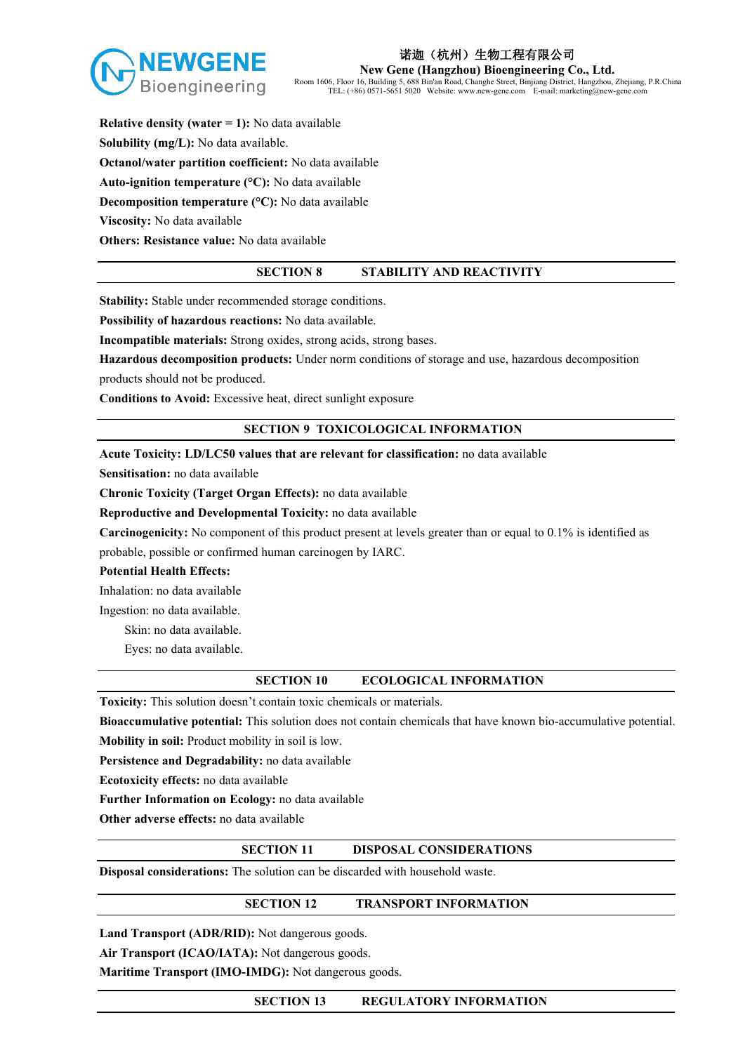**Relative density (water = 1):** No data available

**Solubility (mg/L):** No data available.

**Octanol/water partition coefficient:** No data available

**Auto-ignition temperature (°C):** No data available

**Decomposition temperature (°C):** No data available

**Viscosity:** No data available

**Others: Resistance value:** No data available

## SECTION 8 STABILITY AND REACTIVITY

**Stability:** Stable under recommended storage conditions.

**Possibility of hazardous reactions:** No data available.

**Incompatible materials:** Strong oxides, strong acids, strong bases.

**Hazardous decomposition products:** Under norm conditions of storage and use, hazardous decomposition products should not be produced.

**Conditions to Avoid:** Excessive heat, direct sunlight exposure

## SECTION 9 TOXICOLOGICAL INFORMATION

**Acute Toxicity: LD/LC50 values that are relevant for classification:** no data available

**Sensitisation:** no data available

**Chronic Toxicity (Target Organ Effects):** no data available

**Reproductive and Developmental Toxicity:** no data available

**Carcinogenicity:** No component of this product present at levels greater than or equal to 0.1% is identified as probable, possible or confirmed human carcinogen by IARC.

**Potential Health Effects:**

Inhalation: no data available

Ingestion: no data available.

Skin: no data available.

Eyes: no data available.

## SECTION 10 ECOLOGICAL INFORMATION

**Toxicity:** This solution doesn't contain toxic chemicals or materials.

**Bioaccumulative potential:** This solution does not contain chemicals that have known bio-accumulative potential.

**Mobility in soil:** Product mobility in soil is low.

**Persistence and Degradability:** no data available

**Ecotoxicity effects:** no data available

**Further Information on Ecology:** no data available

**Other adverse effects:** no data available

## SECTION 11 DISPOSAL CONSIDERATIONS

**Disposal considerations:** The solution can be discarded with household waste.

## SECTION 12 TRANSPORT INFORMATION

**Land Transport (ADR/RID):** Not dangerous goods.

**Air Transport (ICAO/IATA):** Not dangerous goods.

**Maritime Transport (IMO-IMDG):** Not dangerous goods.

## SECTION 13 REGULATORY INFORMATION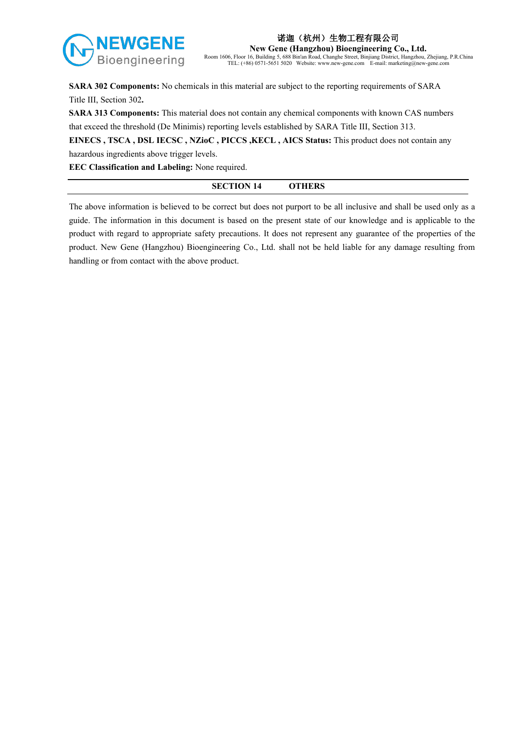**SARA 302 Components:** No chemicals in this material are subject to the reporting requirements of SARA Title III, Section 302**.**

**SARA 313 Components:** This material does not contain any chemical components with known CAS numbers that exceed the threshold (De Minimis) reporting levels established by SARA Title III, Section 313.

**EINECS , TSCA , DSL IECSC , NZioC , PICCS ,KECL , AICS Status:** This product does not contain any hazardous ingredients above trigger levels.

**EEC Classification and Labeling:** None required.

## SECTION 14 OTHERS

The above information is believed to be correct but does not purport to be all inclusive and shall be used only as a guide. The information in this document is based on the present state of our knowledge and is applicable to the product with regard to appropriate safety precautions. It does not represent any guarantee of the properties of the product. New Gene (Hangzhou) Bioengineering Co., Ltd. shall not be held liable for any damage resulting from handling or from contact with the above product.